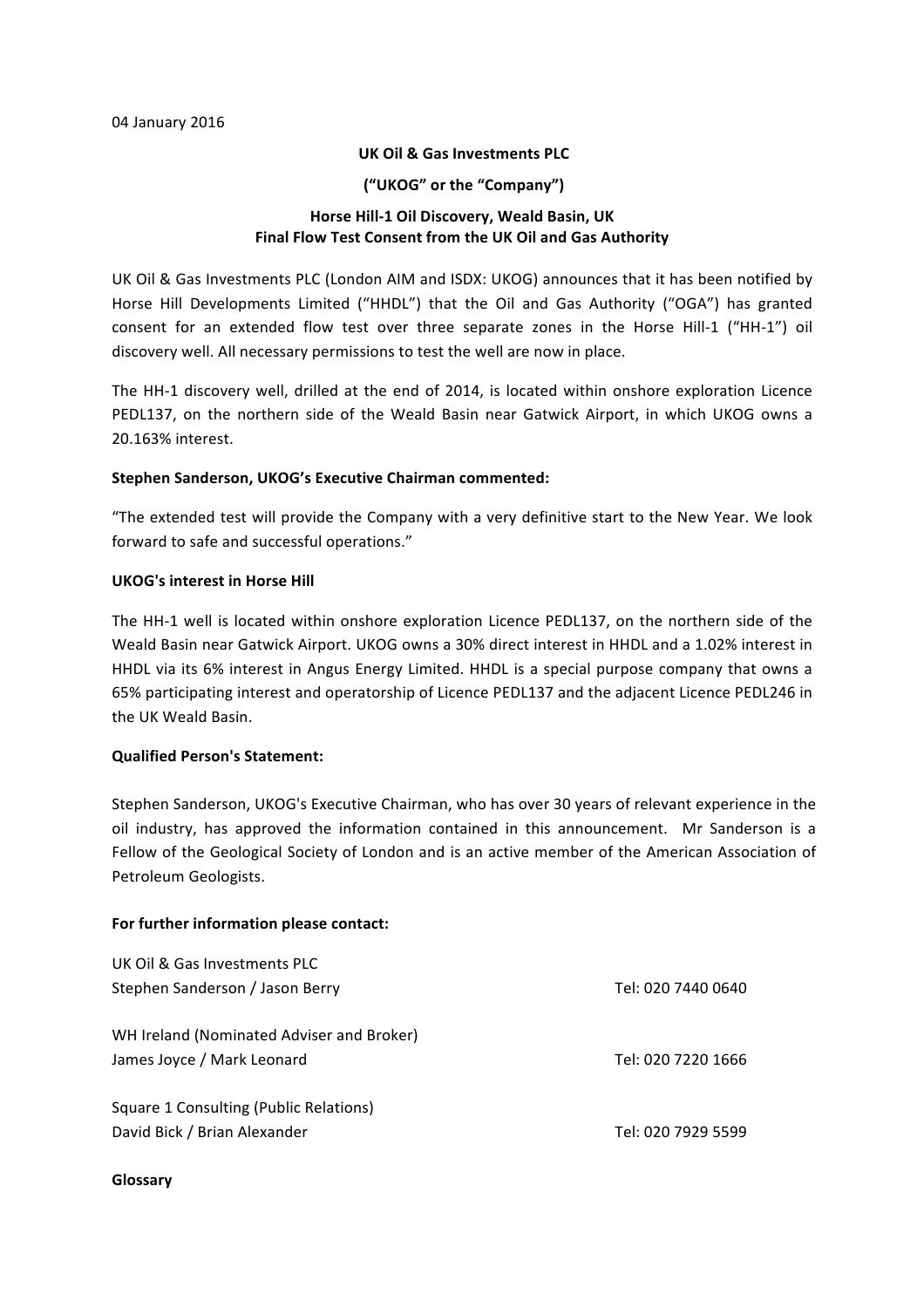04 January 2016

**UK Oil & Gas Investments PLC**

**("UKOG" or the "Company")**

**Horse Hill-1 Oil Discovery, Weald Basin, UK**
**Final Flow Test Consent from the UK Oil and Gas Authority**

UK Oil & Gas Investments PLC (London AIM and ISDX: UKOG) announces that it has been notified by Horse Hill Developments Limited ("HHDL") that the Oil and Gas Authority ("OGA") has granted consent for an extended flow test over three separate zones in the Horse Hill-1 ("HH-1") oil discovery well. All necessary permissions to test the well are now in place.

The HH-1 discovery well, drilled at the end of 2014, is located within onshore exploration Licence PEDL137, on the northern side of the Weald Basin near Gatwick Airport, in which UKOG owns a 20.163% interest.

**Stephen Sanderson, UKOG's Executive Chairman commented:**

"The extended test will provide the Company with a very definitive start to the New Year. We look forward to safe and successful operations."

**UKOG's interest in Horse Hill**

The HH-1 well is located within onshore exploration Licence PEDL137, on the northern side of the Weald Basin near Gatwick Airport. UKOG owns a 30% direct interest in HHDL and a 1.02% interest in HHDL via its 6% interest in Angus Energy Limited. HHDL is a special purpose company that owns a 65% participating interest and operatorship of Licence PEDL137 and the adjacent Licence PEDL246 in the UK Weald Basin.

**Qualified Person's Statement:**

Stephen Sanderson, UKOG's Executive Chairman, who has over 30 years of relevant experience in the oil industry, has approved the information contained in this announcement. Mr Sanderson is a Fellow of the Geological Society of London and is an active member of the American Association of Petroleum Geologists.

**For further information please contact:**

UK Oil & Gas Investments PLC
Stephen Sanderson / Jason Berry — Tel: 020 7440 0640

WH Ireland (Nominated Adviser and Broker)
James Joyce / Mark Leonard — Tel: 020 7220 1666

Square 1 Consulting (Public Relations)
David Bick / Brian Alexander — Tel: 020 7929 5599

**Glossary**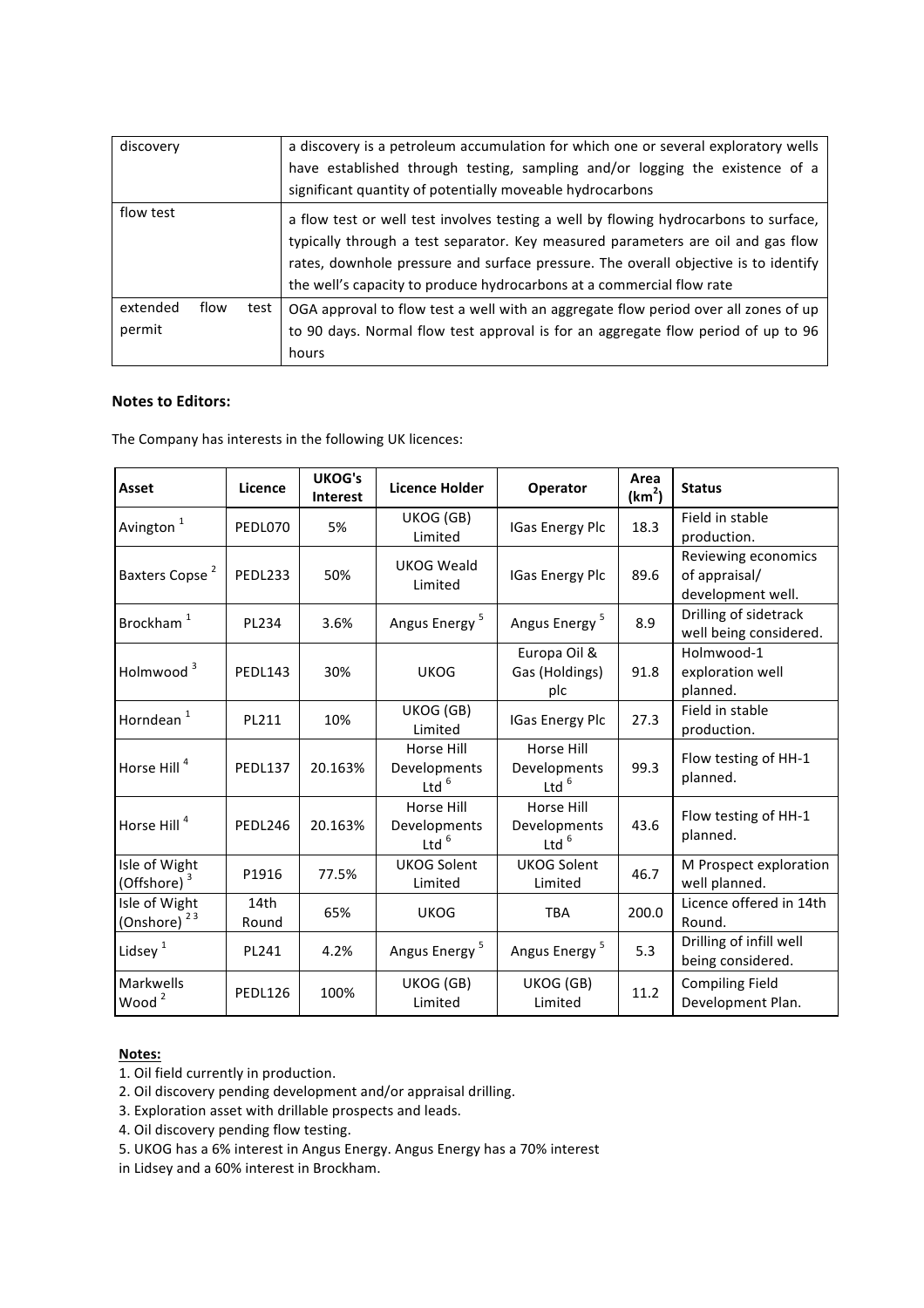| | |
|---|---|
| discovery | a discovery is a petroleum accumulation for which one or several exploratory wells have established through testing, sampling and/or logging the existence of a significant quantity of potentially moveable hydrocarbons |
| flow test | a flow test or well test involves testing a well by flowing hydrocarbons to surface, typically through a test separator. Key measured parameters are oil and gas flow rates, downhole pressure and surface pressure. The overall objective is to identify the well's capacity to produce hydrocarbons at a commercial flow rate |
| extended flow test permit | OGA approval to flow test a well with an aggregate flow period over all zones of up to 90 days. Normal flow test approval is for an aggregate flow period of up to 96 hours |

**Notes to Editors:**

The Company has interests in the following UK licences:

| Asset | Licence | UKOG's Interest | Licence Holder | Operator | Area ($km^2$) | Status |
|---|---|---|---|---|---|---|
| Avington [1] | PEDL070 | 5% | UKOG (GB) Limited | IGas Energy Plc | 18.3 | Field in stable production. |
| Baxters Copse [2] | PEDL233 | 50% | UKOG Weald Limited | IGas Energy Plc | 89.6 | Reviewing economics of appraisal/ development well. |
| Brockham [1] | PL234 | 3.6% | Angus Energy [5] | Angus Energy [5] | 8.9 | Drilling of sidetrack well being considered. |
| Holmwood [3] | PEDL143 | 30% | UKOG | Europa Oil & Gas (Holdings) plc | 91.8 | Holmwood-1 exploration well planned. |
| Horndean [1] | PL211 | 10% | UKOG (GB) Limited | IGas Energy Plc | 27.3 | Field in stable production. |
| Horse Hill [4] | PEDL137 | 20.163% | Horse Hill Developments Ltd [6] | Horse Hill Developments Ltd [6] | 99.3 | Flow testing of HH-1 planned. |
| Horse Hill [4] | PEDL246 | 20.163% | Horse Hill Developments Ltd [6] | Horse Hill Developments Ltd [6] | 43.6 | Flow testing of HH-1 planned. |
| Isle of Wight (Offshore) [3] | P1916 | 77.5% | UKOG Solent Limited | UKOG Solent Limited | 46.7 | M Prospect exploration well planned. |
| Isle of Wight (Onshore) [2 3] | 14th Round | 65% | UKOG | TBA | 200.0 | Licence offered in 14th Round. |
| Lidsey [1] | PL241 | 4.2% | Angus Energy [5] | Angus Energy [5] | 5.3 | Drilling of infill well being considered. |
| Markwells Wood [2] | PEDL126 | 100% | UKOG (GB) Limited | UKOG (GB) Limited | 11.2 | Compiling Field Development Plan. |

**Notes:**

1. Oil field currently in production.
2. Oil discovery pending development and/or appraisal drilling.
3. Exploration asset with drillable prospects and leads.
4. Oil discovery pending flow testing.
5. UKOG has a 6% interest in Angus Energy. Angus Energy has a 70% interest in Lidsey and a 60% interest in Brockham.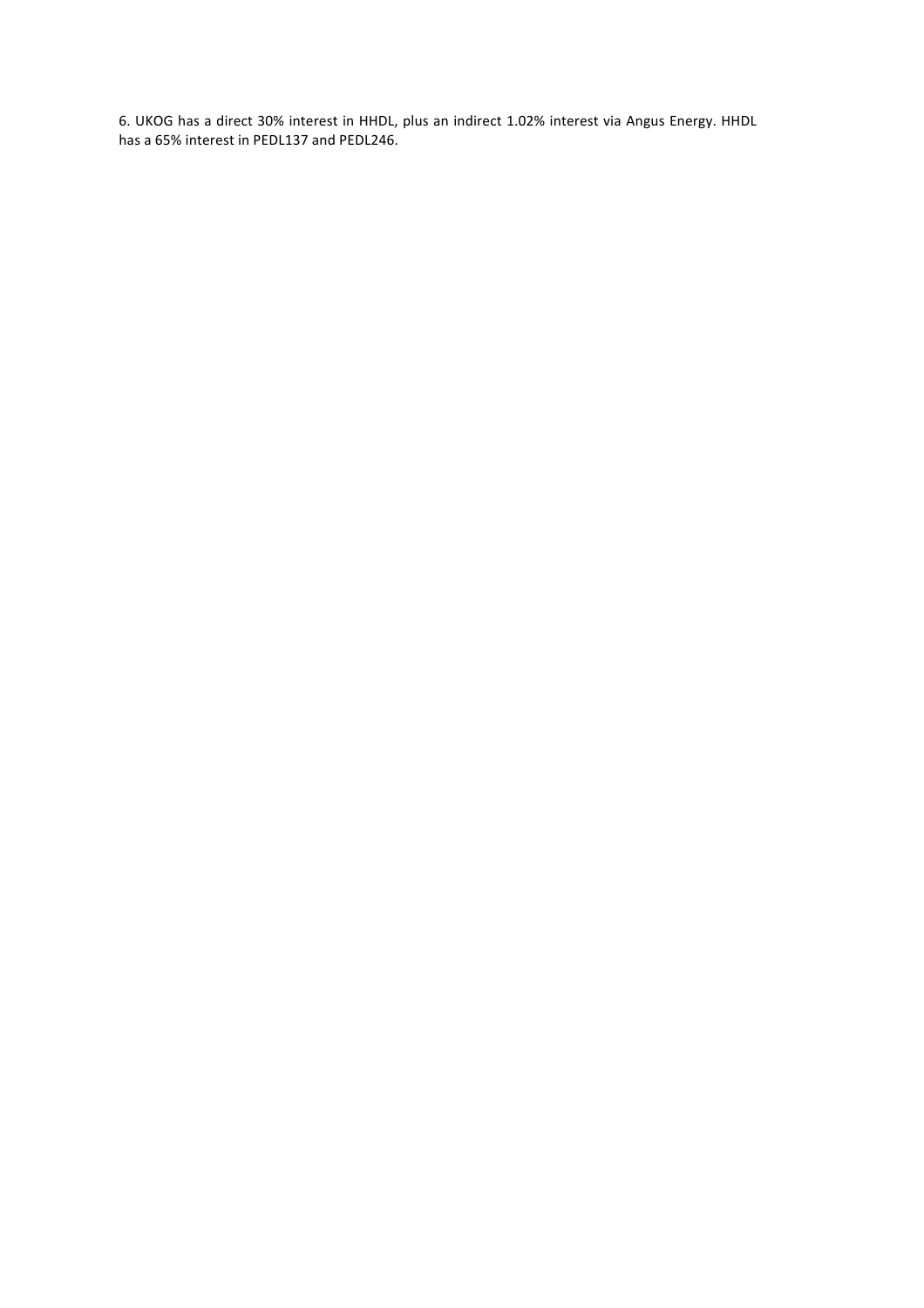6. UKOG has a direct 30% interest in HHDL, plus an indirect 1.02% interest via Angus Energy. HHDL has a 65% interest in PEDL137 and PEDL246.